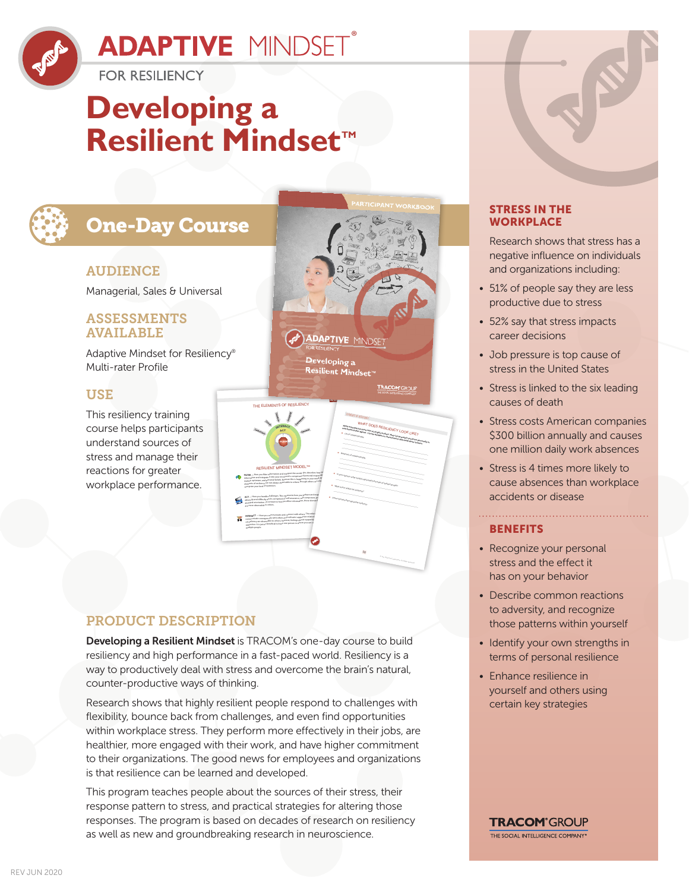# ADAPTIVE MINDSET®

FOR RESILIENCY

# Developing a Resilient Mindset™

## One-Day Course

### AUDIENCE

Managerial, Sales & Universal

### ASSESSMENTS AVAILABLE

Adaptive Mindset for Resiliency® Multi-rater Profile

### USE

This resiliency training course helps participants understand sources of stress and manage their reactions for greater workplace performance.

### PRODUCT DESCRIPTION

**Developing a Resilient Mindset** is TRACOM's one-day course to build resiliency and high performance in a fast-paced world. Resiliency is a way to productively deal with stress and overcome the brain's natural, counter-productive ways of thinking.

Research shows that highly resilient people respond to challenges with flexibility, bounce back from challenges, and even find opportunities within workplace stress. They perform more effectively in their jobs, are healthier, more engaged with their work, and have higher commitment to their organizations. The good news for employees and organizations is that resilience can be learned and developed.

This program teaches people about the sources of their stress, their response pattern to stress, and practical strategies for altering those responses. The program is based on decades of research on resiliency as well as new and groundbreaking research in neuroscience.

### STRESS IN THE WORKPLACE

Research shows that stress has a negative influence on individuals and organizations including:

- 51% of people say they are less productive due to stress
- 52% say that stress impacts career decisions
- Job pressure is top cause of stress in the United States
- Stress is linked to the six leading causes of death
- Stress costs American companies $300 billion annually and causes one million daily work absences
- Stress is 4 times more likely to cause absences than workplace accidents or disease

### BENEFITS

- Recognize your personal stress and the effect it has on your behavior
- Describe common reactions to adversity, and recognize those patterns within yourself
- Identify your own strengths in terms of personal resilience
- Enhance resilience in yourself and others using certain key strategies

TRACOM® GROUP
THE SOCIAL INTELLIGENCE COMPANY®

REV JUN 2020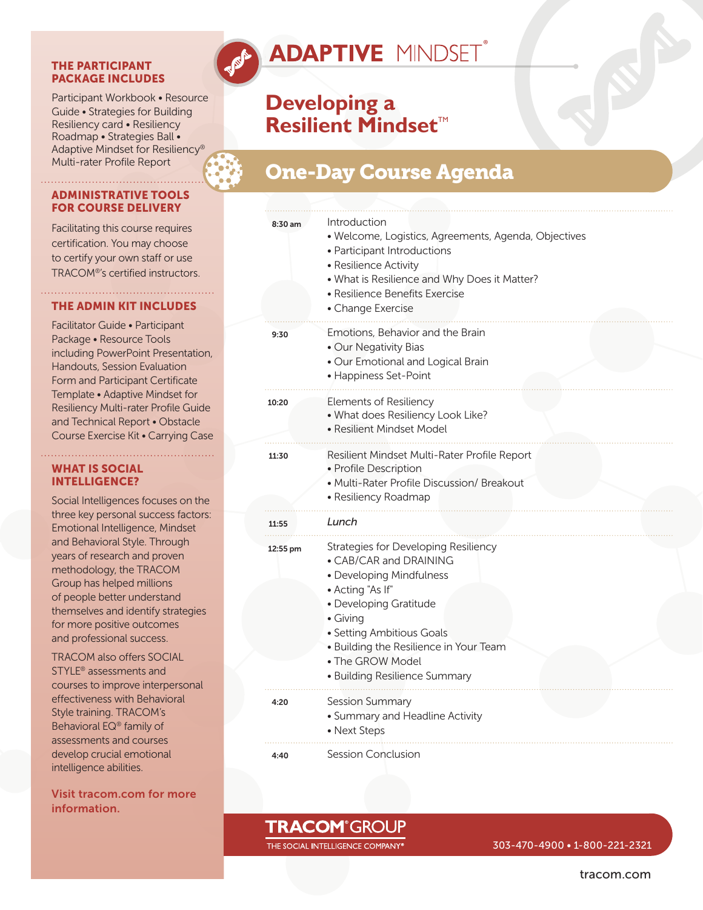# ADAPTIVE MINDSET®

## Developing a Resilient Mindset™

## One-Day Course Agenda

| | |
|---|---|
| 8:30 am | Introduction<br>• Welcome, Logistics, Agreements, Agenda, Objectives<br>• Participant Introductions<br>• Resilience Activity<br>• What is Resilience and Why Does it Matter?<br>• Resilience Benefits Exercise<br>• Change Exercise |
| 9:30 | Emotions, Behavior and the Brain<br>• Our Negativity Bias<br>• Our Emotional and Logical Brain<br>• Happiness Set-Point |
| 10:20 | Elements of Resiliency<br>• What does Resiliency Look Like?<br>• Resilient Mindset Model |
| 11:30 | Resilient Mindset Multi-Rater Profile Report<br>• Profile Description<br>• Multi-Rater Profile Discussion/ Breakout<br>• Resiliency Roadmap |
| 11:55 | *Lunch* |
| 12:55 pm | Strategies for Developing Resiliency<br>• CAB/CAR and DRAINING<br>• Developing Mindfulness<br>• Acting "As If"<br>• Developing Gratitude<br>• Giving<br>• Setting Ambitious Goals<br>• Building the Resilience in Your Team<br>• The GROW Model<br>• Building Resilience Summary |
| 4:20 | Session Summary<br>• Summary and Headline Activity<br>• Next Steps |
| 4:40 | Session Conclusion |

### THE PARTICIPANT PACKAGE INCLUDES

Participant Workbook • Resource Guide • Strategies for Building Resiliency card • Resiliency Roadmap • Strategies Ball • Adaptive Mindset for Resiliency® Multi-rater Profile Report

### ADMINISTRATIVE TOOLS FOR COURSE DELIVERY

Facilitating this course requires certification. You may choose to certify your own staff or use TRACOM®'s certified instructors.

### THE ADMIN KIT INCLUDES

Facilitator Guide • Participant Package • Resource Tools including PowerPoint Presentation, Handouts, Session Evaluation Form and Participant Certificate Template • Adaptive Mindset for Resiliency Multi-rater Profile Guide and Technical Report • Obstacle Course Exercise Kit • Carrying Case

### WHAT IS SOCIAL INTELLIGENCE?

Social Intelligences focuses on the three key personal success factors: Emotional Intelligence, Mindset and Behavioral Style. Through years of research and proven methodology, the TRACOM Group has helped millions of people better understand themselves and identify strategies for more positive outcomes and professional success.

TRACOM also offers SOCIAL STYLE® assessments and courses to improve interpersonal effectiveness with Behavioral Style training. TRACOM's Behavioral EQ® family of assessments and courses develop crucial emotional intelligence abilities.

**Visit tracom.com for more information.**

TRACOM® GROUP
THE SOCIAL INTELLIGENCE COMPANY®

303-470-4900 • 1-800-221-2321

tracom.com